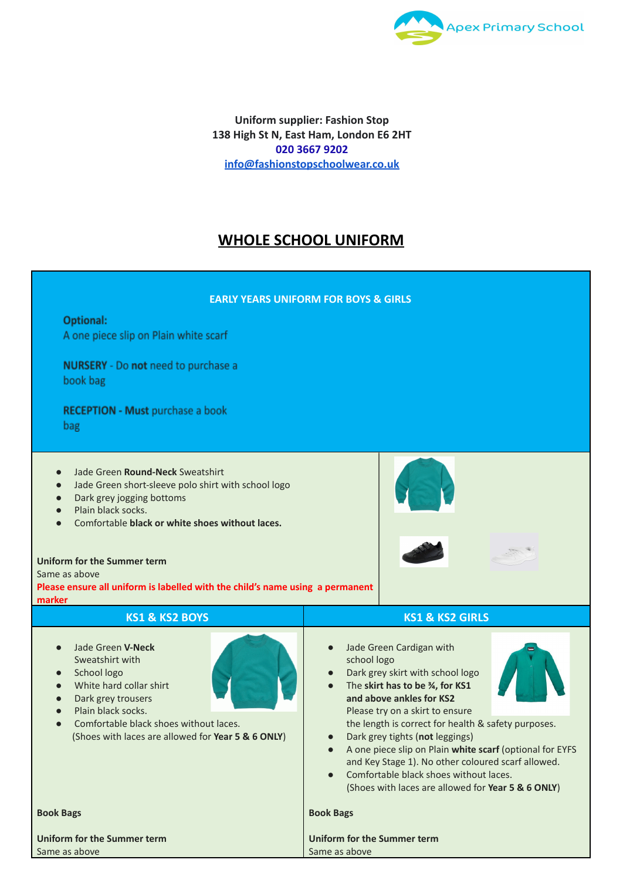Uniform supplier: Fashion Stop
138 High St N, East Ham, London E6 2HT
020 3667 9202
info@fashionstopschoolwear.co.uk

# WHOLE SCHOOL UNIFORM

## EARLY YEARS UNIFORM FOR BOYS & GIRLS

**Optional:**
A one piece slip on Plain white scarf

**NURSERY** - Do **not** need to purchase a book bag

**RECEPTION - Must** purchase a book bag

- Jade Green **Round-Neck** Sweatshirt
- Jade Green short-sleeve polo shirt with school logo
- Dark grey jogging bottoms
- Plain black socks.
- Comfortable **black or white shoes without laces.**

**Uniform for the Summer term**
Same as above

**Please ensure all uniform is labelled with the child's name using a permanent marker**

## KS1 & KS2 BOYS

- Jade Green **V-Neck** Sweatshirt with
- School logo
- White hard collar shirt
- Dark grey trousers
- Plain black socks.
- Comfortable black shoes without laces.
  (Shoes with laces are allowed for **Year 5 & 6 ONLY**)

**Book Bags**

**Uniform for the Summer term**
Same as above

## KS1 & KS2 GIRLS

- Jade Green Cardigan with school logo
- Dark grey skirt with school logo
- The **skirt has to be ¾, for KS1 and above ankles for KS2**
  Please try on a skirt to ensure the length is correct for health & safety purposes.
- Dark grey tights (**not** leggings)
- A one piece slip on Plain **white scarf** (optional for EYFS and Key Stage 1). No other coloured scarf allowed.
- Comfortable black shoes without laces.
  (Shoes with laces are allowed for **Year 5 & 6 ONLY**)

**Book Bags**

**Uniform for the Summer term**
Same as above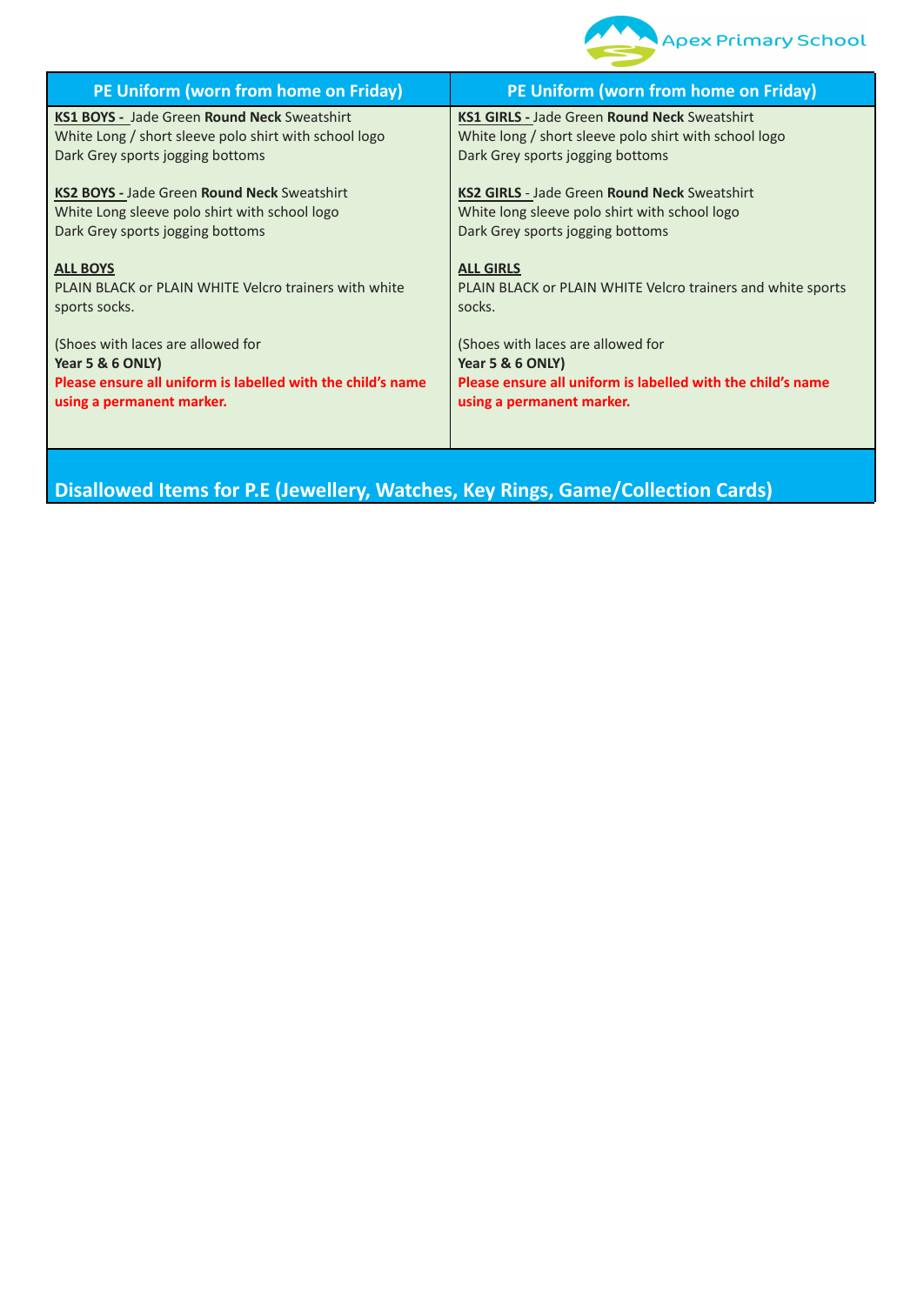Apex Primary School

| PE Uniform (worn from home on Friday) | PE Uniform (worn from home on Friday) |
|---|---|
| **KS1 BOYS -** Jade Green **Round Neck** Sweatshirt<br>White Long / short sleeve polo shirt with school logo<br>Dark Grey sports jogging bottoms<br><br>**KS2 BOYS -** Jade Green **Round Neck** Sweatshirt<br>White Long sleeve polo shirt with school logo<br>Dark Grey sports jogging bottoms<br><br>**ALL BOYS**<br>PLAIN BLACK or PLAIN WHITE Velcro trainers with white sports socks.<br><br>(Shoes with laces are allowed for<br>**Year 5 & 6 ONLY)**<br>**Please ensure all uniform is labelled with the child's name using a permanent marker.** | **KS1 GIRLS -** Jade Green **Round Neck** Sweatshirt<br>White long / short sleeve polo shirt with school logo<br>Dark Grey sports jogging bottoms<br><br>**KS2 GIRLS** - Jade Green **Round Neck** Sweatshirt<br>White long sleeve polo shirt with school logo<br>Dark Grey sports jogging bottoms<br><br>**ALL GIRLS**<br>PLAIN BLACK or PLAIN WHITE Velcro trainers and white sports socks.<br><br>(Shoes with laces are allowed for<br>**Year 5 & 6 ONLY)**<br>**Please ensure all uniform is labelled with the child's name using a permanent marker.** |

## Disallowed Items for P.E (Jewellery, Watches, Key Rings, Game/Collection Cards)